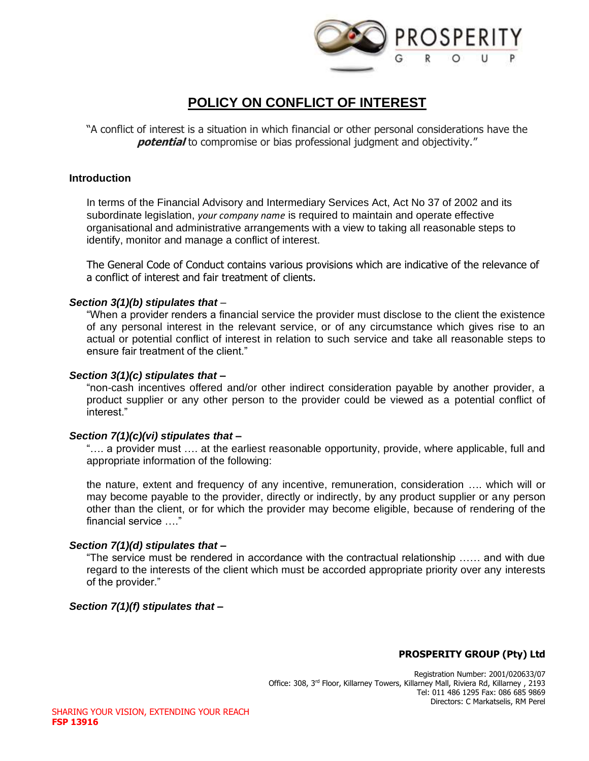# POLICY ON CONFLICT OF INTEREST

"A conflict of interest is a situation in which financial or other personal considerations have the ***potential*** to compromise or bias professional judgment and objectivity."

### Introduction

In terms of the Financial Advisory and Intermediary Services Act, Act No 37 of 2002 and its subordinate legislation, *your company name* is required to maintain and operate effective organisational and administrative arrangements with a view to taking all reasonable steps to identify, monitor and manage a conflict of interest.

The General Code of Conduct contains various provisions which are indicative of the relevance of a conflict of interest and fair treatment of clients.

***Section 3(1)(b) stipulates that*** –

"When a provider renders a financial service the provider must disclose to the client the existence of any personal interest in the relevant service, or of any circumstance which gives rise to an actual or potential conflict of interest in relation to such service and take all reasonable steps to ensure fair treatment of the client."

***Section 3(1)(c) stipulates that –***

"non-cash incentives offered and/or other indirect consideration payable by another provider, a product supplier or any other person to the provider could be viewed as a potential conflict of interest."

***Section 7(1)(c)(vi) stipulates that –***

"…. a provider must …. at the earliest reasonable opportunity, provide, where applicable, full and appropriate information of the following:

the nature, extent and frequency of any incentive, remuneration, consideration …. which will or may become payable to the provider, directly or indirectly, by any product supplier or any person other than the client, or for which the provider may become eligible, because of rendering of the financial service …."

***Section 7(1)(d) stipulates that –***

"The service must be rendered in accordance with the contractual relationship …… and with due regard to the interests of the client which must be accorded appropriate priority over any interests of the provider."

***Section 7(1)(f) stipulates that –***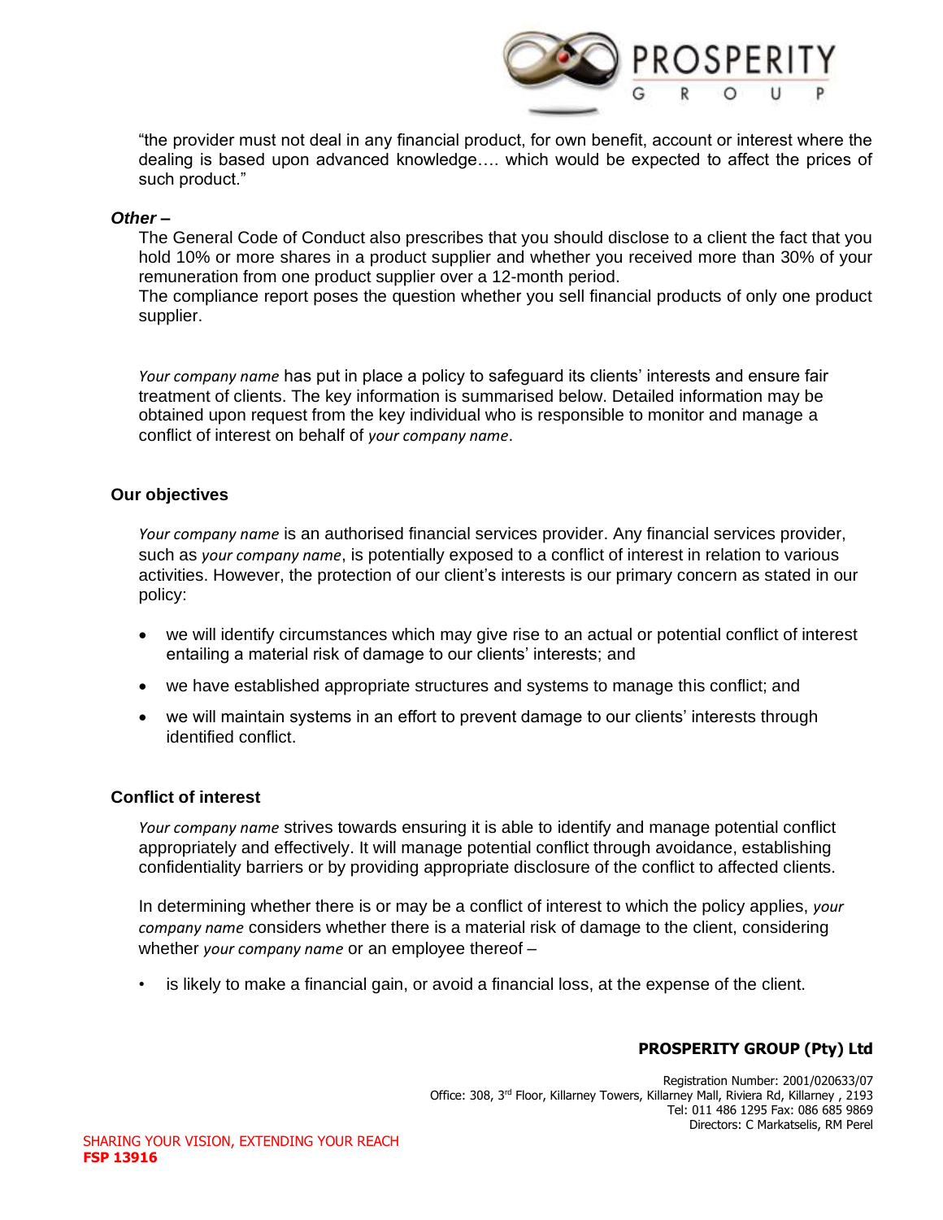"the provider must not deal in any financial product, for own benefit, account or interest where the dealing is based upon advanced knowledge…. which would be expected to affect the prices of such product."

***Other –***

The General Code of Conduct also prescribes that you should disclose to a client the fact that you hold 10% or more shares in a product supplier and whether you received more than 30% of your remuneration from one product supplier over a 12-month period.

The compliance report poses the question whether you sell financial products of only one product supplier.

*Your company name* has put in place a policy to safeguard its clients' interests and ensure fair treatment of clients. The key information is summarised below. Detailed information may be obtained upon request from the key individual who is responsible to monitor and manage a conflict of interest on behalf of *your company name*.

### Our objectives

*Your company name* is an authorised financial services provider. Any financial services provider, such as *your company name*, is potentially exposed to a conflict of interest in relation to various activities. However, the protection of our client's interests is our primary concern as stated in our policy:

- we will identify circumstances which may give rise to an actual or potential conflict of interest entailing a material risk of damage to our clients' interests; and
- we have established appropriate structures and systems to manage this conflict; and
- we will maintain systems in an effort to prevent damage to our clients' interests through identified conflict.

### Conflict of interest

*Your company name* strives towards ensuring it is able to identify and manage potential conflict appropriately and effectively. It will manage potential conflict through avoidance, establishing confidentiality barriers or by providing appropriate disclosure of the conflict to affected clients.

In determining whether there is or may be a conflict of interest to which the policy applies, *your company name* considers whether there is a material risk of damage to the client, considering whether *your company name* or an employee thereof –

- is likely to make a financial gain, or avoid a financial loss, at the expense of the client.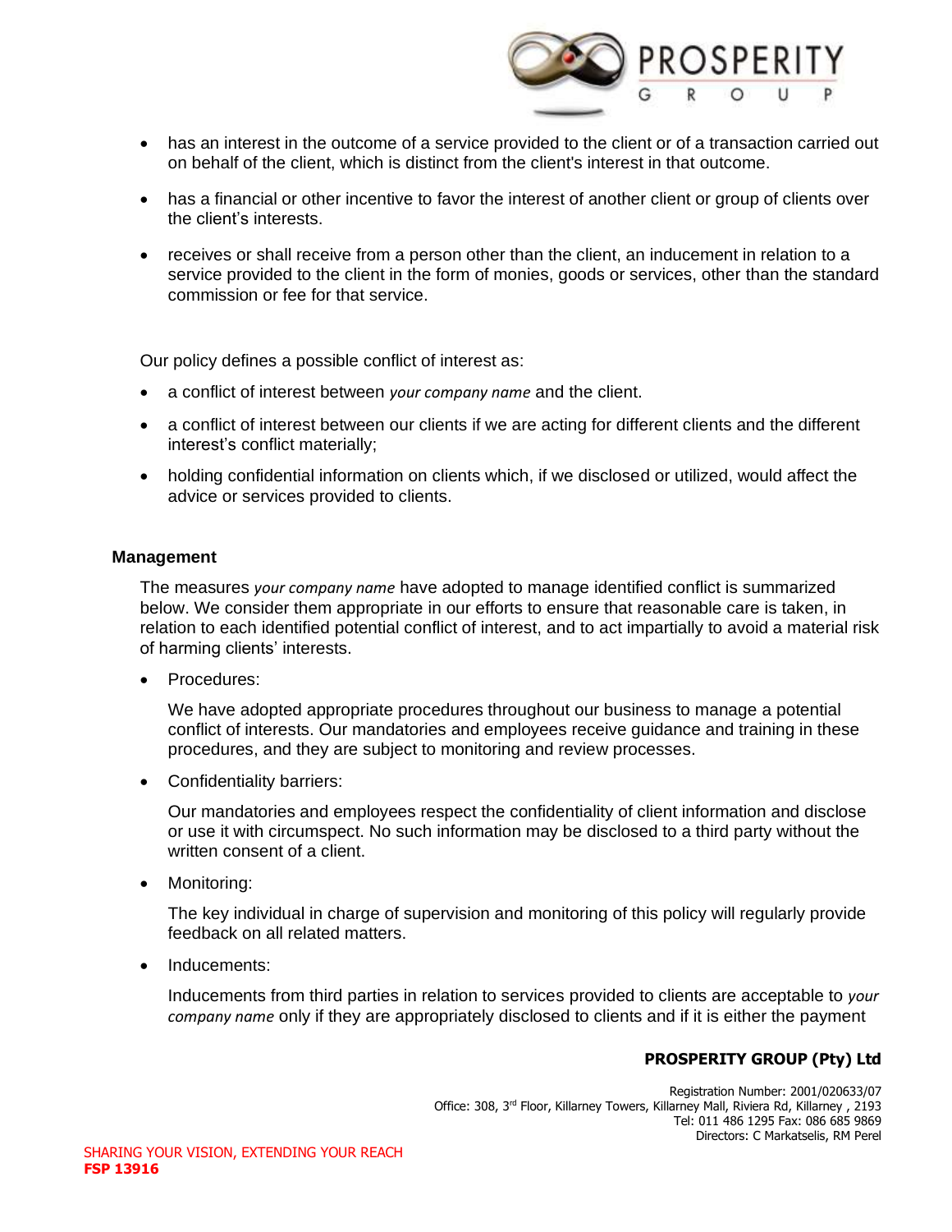- has an interest in the outcome of a service provided to the client or of a transaction carried out on behalf of the client, which is distinct from the client's interest in that outcome.
- has a financial or other incentive to favor the interest of another client or group of clients over the client's interests.
- receives or shall receive from a person other than the client, an inducement in relation to a service provided to the client in the form of monies, goods or services, other than the standard commission or fee for that service.

Our policy defines a possible conflict of interest as:

- a conflict of interest between *your company name* and the client.
- a conflict of interest between our clients if we are acting for different clients and the different interest's conflict materially;
- holding confidential information on clients which, if we disclosed or utilized, would affect the advice or services provided to clients.

**Management**

The measures *your company name* have adopted to manage identified conflict is summarized below. We consider them appropriate in our efforts to ensure that reasonable care is taken, in relation to each identified potential conflict of interest, and to act impartially to avoid a material risk of harming clients' interests.

- Procedures:

  We have adopted appropriate procedures throughout our business to manage a potential conflict of interests. Our mandatories and employees receive guidance and training in these procedures, and they are subject to monitoring and review processes.

- Confidentiality barriers:

  Our mandatories and employees respect the confidentiality of client information and disclose or use it with circumspect. No such information may be disclosed to a third party without the written consent of a client.

- Monitoring:

  The key individual in charge of supervision and monitoring of this policy will regularly provide feedback on all related matters.

- Inducements:

  Inducements from third parties in relation to services provided to clients are acceptable to *your company name* only if they are appropriately disclosed to clients and if it is either the payment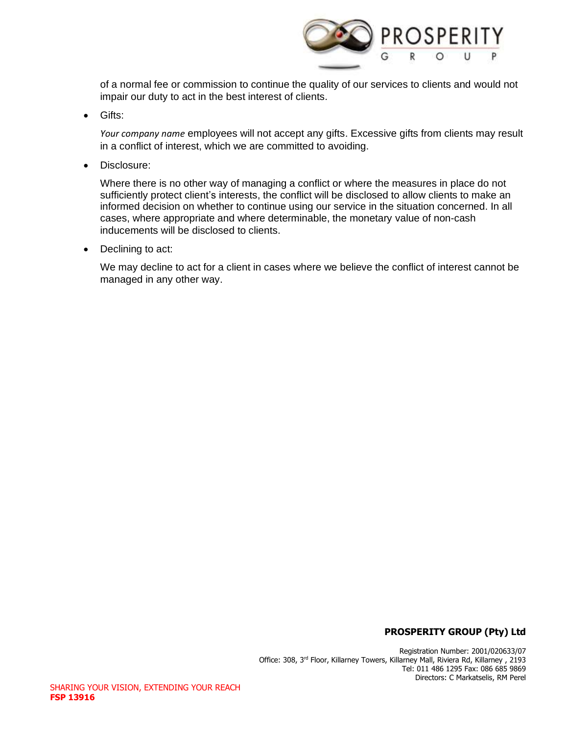of a normal fee or commission to continue the quality of our services to clients and would not impair our duty to act in the best interest of clients.

- Gifts:

  *Your company name* employees will not accept any gifts. Excessive gifts from clients may result in a conflict of interest, which we are committed to avoiding.

- Disclosure:

  Where there is no other way of managing a conflict or where the measures in place do not sufficiently protect client's interests, the conflict will be disclosed to allow clients to make an informed decision on whether to continue using our service in the situation concerned. In all cases, where appropriate and where determinable, the monetary value of non-cash inducements will be disclosed to clients.

- Declining to act:

  We may decline to act for a client in cases where we believe the conflict of interest cannot be managed in any other way.